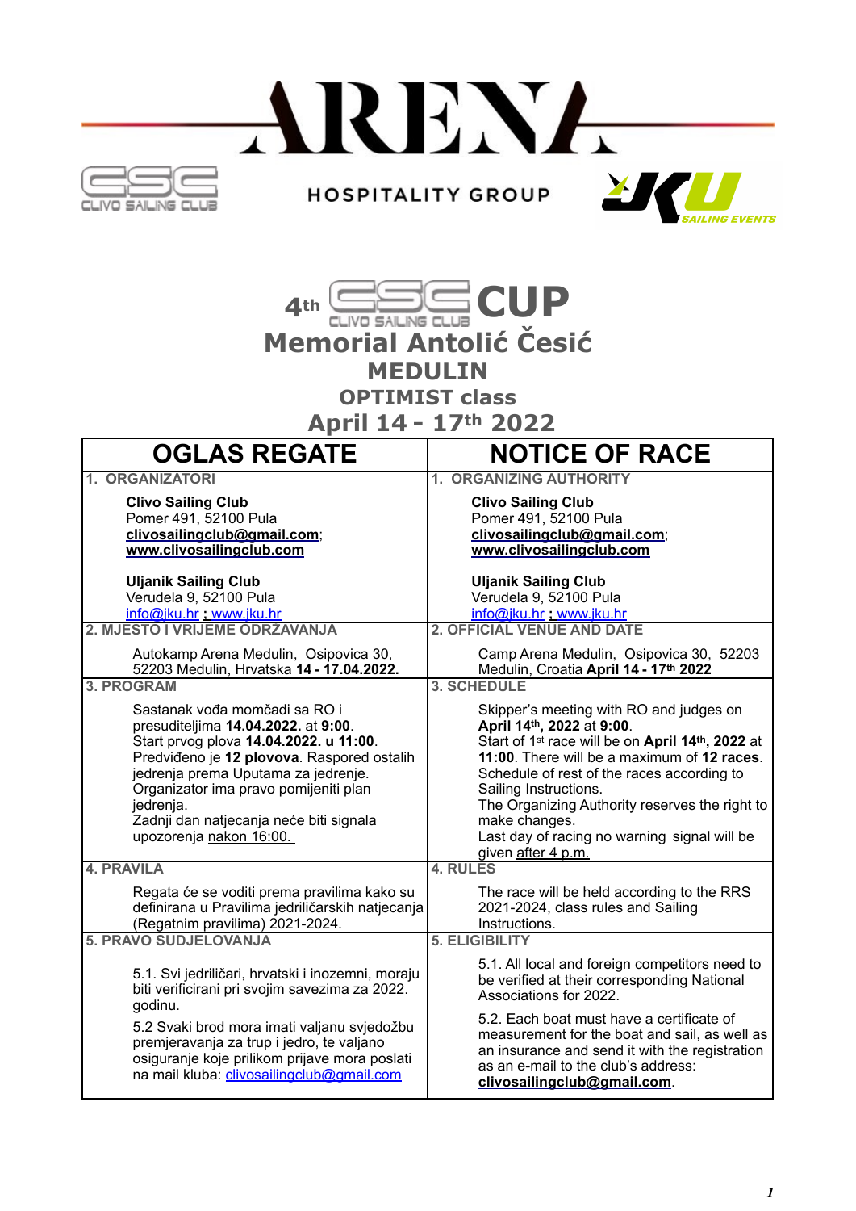ARENA HOSPITALITY GROUP

CLIVO SAILING CLUB

JKU SAILING EVENTS

# 4th CSC CUP
# Memorial Antolić Česić
## MEDULIN
## OPTIMIST class
## April 14 - 17th 2022

| OGLAS REGATE | NOTICE OF RACE |
|---|---|
| **1. ORGANIZATORI** | **1. ORGANIZING AUTHORITY** |
| **Clivo Sailing Club**<br>Pomer 491, 52100 Pula<br>**clivosailingclub@gmail.com**;<br>**www.clivosailingclub.com**<br><br>**Uljanik Sailing Club**<br>Verudela 9, 52100 Pula<br>info@jku.hr ; www.jku.hr | **Clivo Sailing Club**<br>Pomer 491, 52100 Pula<br>**clivosailingclub@gmail.com**;<br>**www.clivosailingclub.com**<br><br>**Uljanik Sailing Club**<br>Verudela 9, 52100 Pula<br>info@jku.hr ; www.jku.hr |
| **2. MJESTO I VRIJEME ODRŽAVANJA** | **2. OFFICIAL VENUE AND DATE** |
| Autokamp Arena Medulin, Osipovica 30, 52203 Medulin, Hrvatska **14 - 17.04.2022.** | Camp Arena Medulin, Osipovica 30, 52203 Medulin, Croatia **April 14 - 17th 2022** |
| **3. PROGRAM** | **3. SCHEDULE** |
| Sastanak vođa momčadi sa RO i presuditeljima **14.04.2022.** at **9:00**.<br>Start prvog plova **14.04.2022. u 11:00**.<br>Predviđeno je **12 plovova**. Raspored ostalih jedrenja prema Uputama za jedrenje.<br>Organizator ima pravo pomijeniti plan jedrenja.<br>Zadnji dan natjecanja neće biti signala upozorenja nakon 16:00. | Skipper's meeting with RO and judges on **April 14th, 2022** at **9:00**.<br>Start of 1st race will be on **April 14th, 2022** at **11:00**. There will be a maximum of **12 races**.<br>Schedule of rest of the races according to Sailing Instructions.<br>The Organizing Authority reserves the right to make changes.<br>Last day of racing no warning signal will be given after 4 p.m. |
| **4. PRAVILA** | **4. RULES** |
| Regata će se voditi prema pravilima kako su definirana u Pravilima jedriličarskih natjecanja (Regatnim pravilima) 2021-2024. | The race will be held according to the RRS 2021-2024, class rules and Sailing Instructions. |
| **5. PRAVO SUDJELOVANJA** | **5. ELIGIBILITY** |
| 5.1. Svi jedriličari, hrvatski i inozemni, moraju biti verificirani pri svojim savezima za 2022. godinu.<br><br>5.2 Svaki brod mora imati valjanu svjedožbu premjeravanja za trup i jedro, te valjano osiguranje koje prilikom prijave mora poslati na mail kluba: clivosailingclub@gmail.com | 5.1. All local and foreign competitors need to be verified at their corresponding National Associations for 2022.<br><br>5.2. Each boat must have a certificate of measurement for the boat and sail, as well as an insurance and send it with the registration as an e-mail to the club's address: **clivosailingclub@gmail.com**. |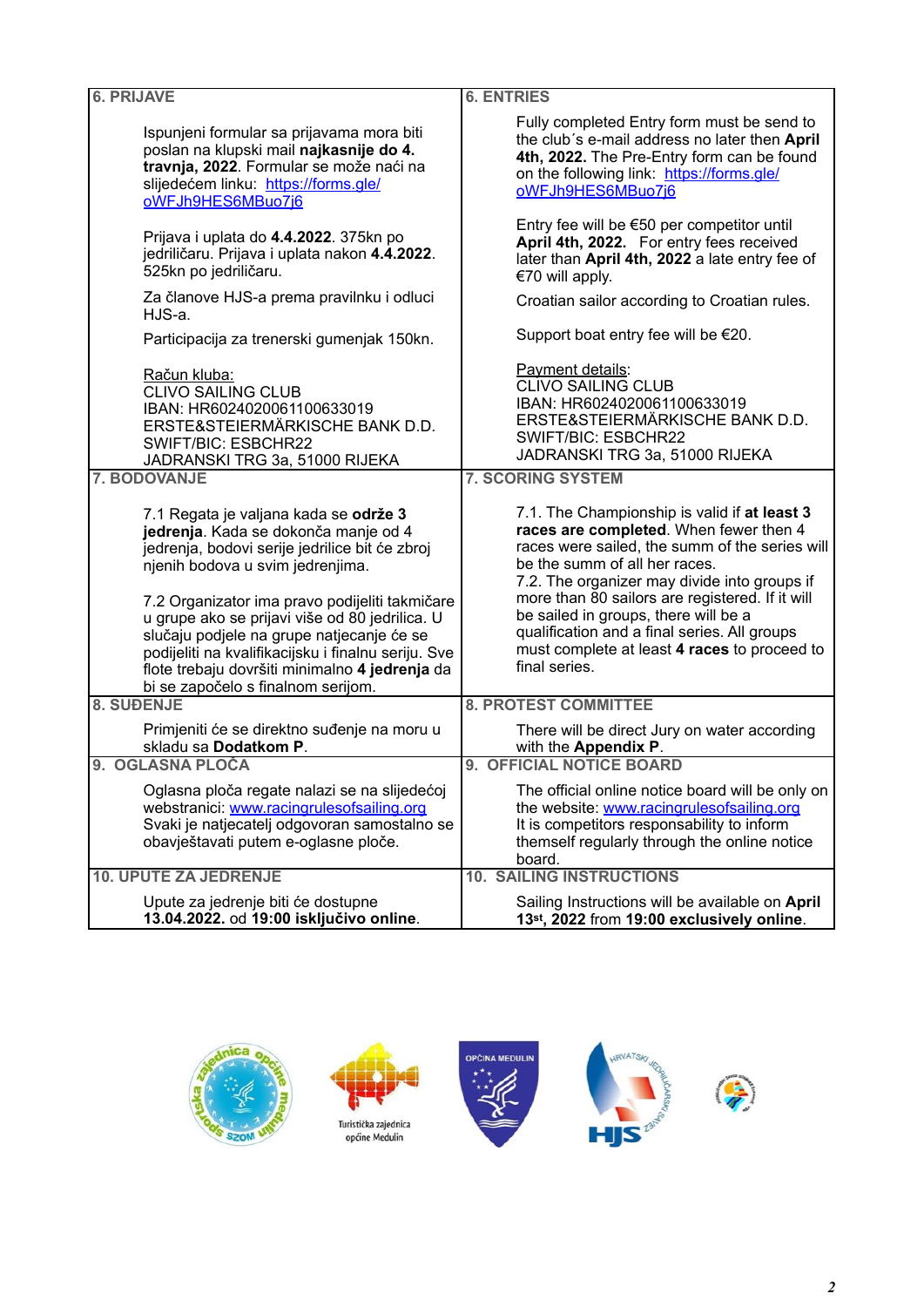| 6. PRIJAVE | 6. ENTRIES |
|---|---|
| Ispunjeni formular sa prijavama mora biti poslan na klupski mail **najkasnije do 4. travnja, 2022**. Formular se može naći na slijedećem linku: https://forms.gle/oWFJh9HES6MBuo7j6<br><br>Prijava i uplata do **4.4.2022**. 375kn po jedriličaru. Prijava i uplata nakon **4.4.2022**. 525kn po jedriličaru.<br><br>Za članove HJS-a prema pravilnku i odluci HJS-a.<br><br>Participacija za trenerski gumenjak 150kn.<br><br>Račun kluba:<br>CLIVO SAILING CLUB<br>IBAN: HR6024020061100633019<br>ERSTE&STEIERMÄRKISCHE BANK D.D.<br>SWIFT/BIC: ESBCHR22<br>JADRANSKI TRG 3a, 51000 RIJEKA | Fully completed Entry form must be send to the club´s e-mail address no later then **April 4th, 2022.** The Pre-Entry form can be found on the following link: https://forms.gle/oWFJh9HES6MBuo7j6<br><br>Entry fee will be €50 per competitor until **April 4th, 2022.** For entry fees received later than **April 4th, 2022** a late entry fee of €70 will apply.<br><br>Croatian sailor according to Croatian rules.<br><br>Support boat entry fee will be €20.<br><br>Payment details:<br>CLIVO SAILING CLUB<br>IBAN: HR6024020061100633019<br>ERSTE&STEIERMÄRKISCHE BANK D.D.<br>SWIFT/BIC: ESBCHR22<br>JADRANSKI TRG 3a, 51000 RIJEKA |
| **7. BODOVANJE** | **7. SCORING SYSTEM** |
| 7.1 Regata je valjana kada se **održe 3 jedrenja**. Kada se dokonča manje od 4 jedrenja, bodovi serije jedrilice bit će zbroj njenih bodova u svim jedrenjima.<br><br>7.2 Organizator ima pravo podijeliti takmičare u grupe ako se prijavi više od 80 jedrilica. U slučaju podjele na grupe natjecanje će se podijeliti na kvalifikacijski i finalnu seriju. Sve flote trebaju dovršiti minimalno **4 jedrenja** da bi se započelo s finalnom serijom. | 7.1. The Championship is valid if **at least 3 races are completed**. When fewer then 4 races were sailed, the summ of the series will be the summ of all her races.<br>7.2. The organizer may divide into groups if more than 80 sailors are registered. If it will be sailed in groups, there will be a qualification and a final series. All groups must complete at least **4 races** to proceed to final series. |
| **8. SUĐENJE** | **8. PROTEST COMMITTEE** |
| Primjeniti će se direktno suđenje na moru u skladu sa **Dodatkom P**. | There will be direct Jury on water according with the **Appendix P**. |
| **9. OGLASNA PLOČA** | **9. OFFICIAL NOTICE BOARD** |
| Oglasna ploča regate nalazi se na slijedećoj webstranici: www.racingrulesofsailing.org<br>Svaki je natjecatelj odgovoran samostalno se obavještavati putem e-oglasne ploče. | The official online notice board will be only on the website: www.racingrulesofsailing.org<br>It is competitors responsability to inform themself regularly through the online notice board. |
| **10. UPUTE ZA JEDRENJE** | **10. SAILING INSTRUCTIONS** |
| Upute za jedrenje biti će dostupne **13.04.2022.** od **19:00 isključivo online**. | Sailing Instructions will be available on **April 13st, 2022** from **19:00 exclusively online**. |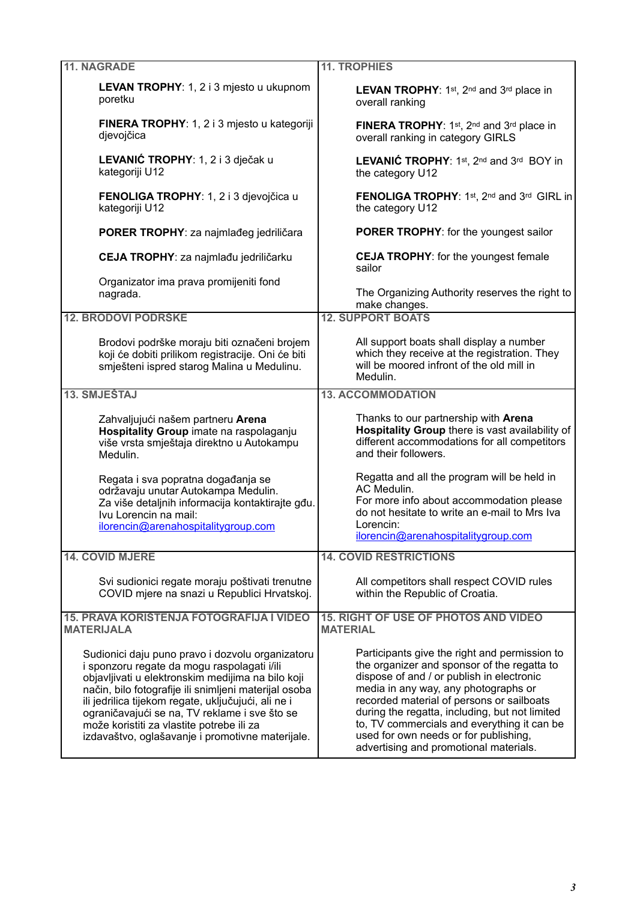| 11. NAGRADE | 11. TROPHIES |
|---|---|
| **LEVAN TROPHY**: 1, 2 i 3 mjesto u ukupnom poretku | **LEVAN TROPHY**: 1st, 2nd and 3rd place in overall ranking |
| **FINERA TROPHY**: 1, 2 i 3 mjesto u kategoriji djevojčica | **FINERA TROPHY**: 1st, 2nd and 3rd place in overall ranking in category GIRLS |
| **LEVANIĆ TROPHY**: 1, 2 i 3 dječak u kategoriji U12 | **LEVANIĆ TROPHY**: 1st, 2nd and 3rd BOY in the category U12 |
| **FENOLIGA TROPHY**: 1, 2 i 3 djevojčica u kategoriji U12 | **FENOLIGA TROPHY**: 1st, 2nd and 3rd GIRL in the category U12 |
| **PORER TROPHY**: za najmlađeg jedriličara | **PORER TROPHY**: for the youngest sailor |
| **CEJA TROPHY**: za najmlađu jedriličarku | **CEJA TROPHY**: for the youngest female sailor |
| Organizator ima prava promijeniti fond nagrada. | The Organizing Authority reserves the right to make changes. |
| **12. BRODOVI PODRŠKE** | **12. SUPPORT BOATS** |
| Brodovi podrške moraju biti označeni brojem koji će dobiti prilikom registracije. Oni će biti smješteni ispred starog Malina u Medulinu. | All support boats shall display a number which they receive at the registration. They will be moored infront of the old mill in Medulin. |
| **13. SMJEŠTAJ** | **13. ACCOMMODATION** |
| Zahvaljujući našem partneru **Arena Hospitality Group** imate na raspolaganju više vrsta smještaja direktno u Autokampu Medulin. | Thanks to our partnership with **Arena Hospitality Group** there is vast availability of different accommodations for all competitors and their followers. |
| Regata i sva popratna događanja se održavaju unutar Autokampa Medulin. Za više detaljnih informacija kontaktirajte gđu. Ivu Lorencin na mail: ilorencin@arenahospitalitygroup.com | Regatta and all the program will be held in AC Medulin. For more info about accommodation please do not hesitate to write an e-mail to Mrs Iva Lorencin: ilorencin@arenahospitalitygroup.com |
| **14. COVID MJERE** | **14. COVID RESTRICTIONS** |
| Svi sudionici regate moraju poštivati trenutne COVID mjere na snazi u Republici Hrvatskoj. | All competitors shall respect COVID rules within the Republic of Croatia. |
| **15. PRAVA KORIŠTENJA FOTOGRAFIJA I VIDEO MATERIJALA** | **15. RIGHT OF USE OF PHOTOS AND VIDEO MATERIAL** |
| Sudionici daju puno pravo i dozvolu organizatoru i sponzoru regate da mogu raspolagati i/ili objavljivati u elektronskim medijima na bilo koji način, bilo fotografije ili snimljeni materijal osoba ili jedrilica tijekom regate, uključujući, ali ne i ograničavajući se na, TV reklame i sve što se može koristiti za vlastite potrebe ili za izdavaštvo, oglašavanje i promotivne materijale. | Participants give the right and permission to the organizer and sponsor of the regatta to dispose of and / or publish in electronic media in any way, any photographs or recorded material of persons or sailboats during the regatta, including, but not limited to, TV commercials and everything it can be used for own needs or for publishing, advertising and promotional materials. |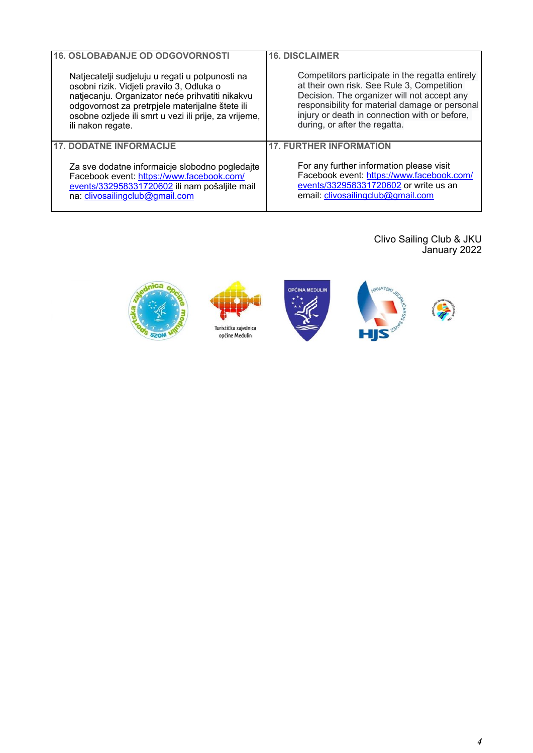| 16. OSLOBAĐANJE OD ODGOVORNOSTI | 16. DISCLAIMER |
|---|---|
| Natjecatelji sudjeluju u regati u potpunosti na osobni rizik. Vidjeti pravilo 3, Odluka o natjecanju. Organizator neće prihvatiti nikakvu odgovornost za pretrpjele materijalne štete ili osobne ozljede ili smrt u vezi ili prije, za vrijeme, ili nakon regate. | Competitors participate in the regatta entirely at their own risk. See Rule 3, Competition Decision. The organizer will not accept any responsibility for material damage or personal injury or death in connection with or before, during, or after the regatta. |
| **17. DODATNE INFORMACIJE** | **17. FURTHER INFORMATION** |
| Za sve dodatne informaicje slobodno pogledajte Facebook event: https://www.facebook.com/events/332958331720602 ili nam pošaljite mail na: clivosailingclub@gmail.com | For any further information please visit Facebook event: https://www.facebook.com/events/332958331720602 or write us an email: clivosailingclub@gmail.com |

Clivo Sailing Club & JKU
January 2022